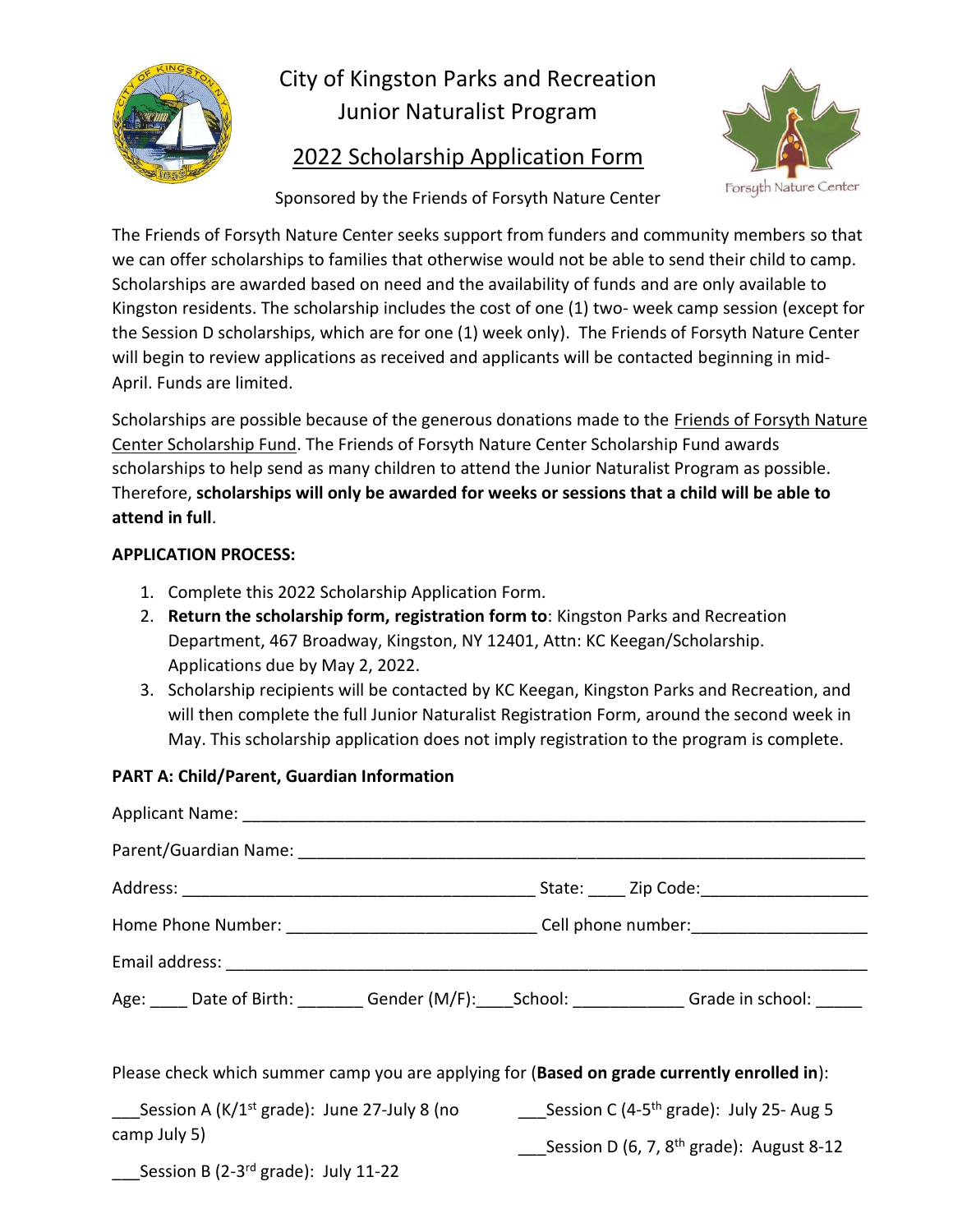# City of Kingston Parks and Recreation
## Junior Naturalist Program

## 2022 Scholarship Application Form

Sponsored by the Friends of Forsyth Nature Center

Forsyth Nature Center

The Friends of Forsyth Nature Center seeks support from funders and community members so that we can offer scholarships to families that otherwise would not be able to send their child to camp. Scholarships are awarded based on need and the availability of funds and are only available to Kingston residents. The scholarship includes the cost of one (1) two- week camp session (except for the Session D scholarships, which are for one (1) week only). The Friends of Forsyth Nature Center will begin to review applications as received and applicants will be contacted beginning in mid-April. Funds are limited.

Scholarships are possible because of the generous donations made to the Friends of Forsyth Nature Center Scholarship Fund. The Friends of Forsyth Nature Center Scholarship Fund awards scholarships to help send as many children to attend the Junior Naturalist Program as possible. Therefore, **scholarships will only be awarded for weeks or sessions that a child will be able to attend in full**.

**APPLICATION PROCESS:**

1. Complete this 2022 Scholarship Application Form.
2. **Return the scholarship form, registration form to**: Kingston Parks and Recreation Department, 467 Broadway, Kingston, NY 12401, Attn: KC Keegan/Scholarship. Applications due by May 2, 2022.
3. Scholarship recipients will be contacted by KC Keegan, Kingston Parks and Recreation, and will then complete the full Junior Naturalist Registration Form, around the second week in May. This scholarship application does not imply registration to the program is complete.

**PART A: Child/Parent, Guardian Information**

Applicant Name: ______________________________________________________________

Parent/Guardian Name: _________________________________________________________

Address: ____________________________________ State: ____ Zip Code: _________________

Home Phone Number: _________________________ Cell phone number: __________________

Email address: _______________________________________________________________

Age: ____ Date of Birth: _______ Gender (M/F): ____ School: ____________ Grade in school: _____

Please check which summer camp you are applying for (**Based on grade currently enrolled in**):

___Session A (K/1st grade): June 27-July 8 (no camp July 5)

___Session B (2-3rd grade): July 11-22

___Session C (4-5th grade): July 25- Aug 5

___Session D (6, 7, 8th grade): August 8-12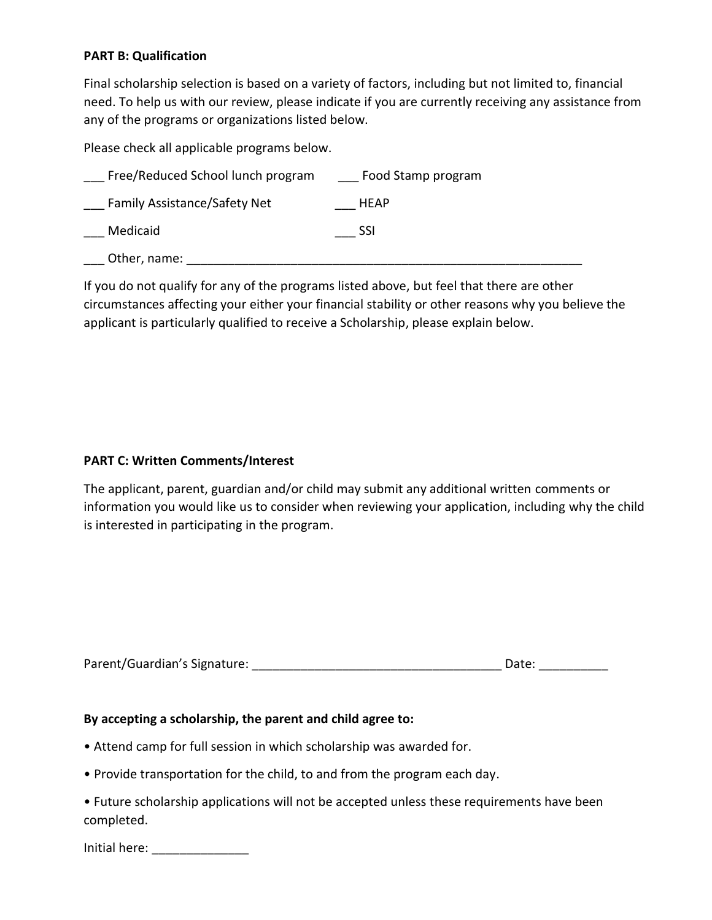**PART B: Qualification**

Final scholarship selection is based on a variety of factors, including but not limited to, financial need. To help us with our review, please indicate if you are currently receiving any assistance from any of the programs or organizations listed below.

Please check all applicable programs below.

___ Free/Reduced School lunch program

___ Food Stamp program

___ Family Assistance/Safety Net

___ HEAP

___ Medicaid

___ SSI

___ Other, name: ___________________________________________________________

If you do not qualify for any of the programs listed above, but feel that there are other circumstances affecting your either your financial stability or other reasons why you believe the applicant is particularly qualified to receive a Scholarship, please explain below.

**PART C: Written Comments/Interest**

The applicant, parent, guardian and/or child may submit any additional written comments or information you would like us to consider when reviewing your application, including why the child is interested in participating in the program.

Parent/Guardian's Signature: ____________________________________ Date: __________

**By accepting a scholarship, the parent and child agree to:**

- Attend camp for full session in which scholarship was awarded for.
- Provide transportation for the child, to and from the program each day.
- Future scholarship applications will not be accepted unless these requirements have been completed.

Initial here: ______________